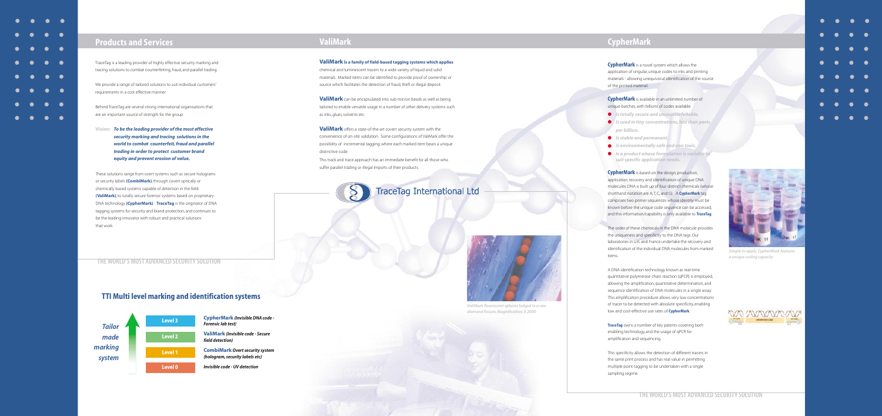## Products and Services

TraceTag is a leading provider of highly effective security marking and tracing solutions to combat counterfeiting, fraud, and parallel trading.

We provide a range of tailored solutions to suit individual customers' requirements in a cost effective manner.

Behind TraceTag are several strong international organisations that are an important source of strength for the group.

**Vision:** ***To be the leading provider of the most effective security marking and tracing solutions in the world to combat counterfeit, fraud and parallel trading in order to protect customer brand equity and prevent erosion of value.***

These solutions range from overt systems such as secure holograms or security labels **(CombiMark)**, through covert optically or chemically based systems capable of detection in the field **(ValiMark)**, to totally secure forensic systems based on proprietary DNA technology **(CypherMark)**. **TraceTag** is the originator of DNA tagging systems for security and brand protection, and continues to be the leading innovator with robust and practical solutions that work.

**THE WORLD'S MOST ADVANCED SECURITY SOLUTION**

### TTI Multi level marking and identification systems

*Tailor made marking system*

| Level | System |
|---|---|
| Level 3 | **CypherMark** *(Invisible DNA code - Forensic lab test)* |
| Level 2 | **ValiMark** *(Invisible code - Secure field detection)* |
| Level 1 | **CombiMark** *Overt security system (hologram, security labels etc)* |
| Level 0 | *Invisible code - UV detection* |

## ValiMark

**ValiMark is a family of field-based tagging systems which applies** chemical and luminescent tracers to a wide variety of liquid and solid materials. Marked items can be identified to provide proof of ownership or source which facilitates the detection of fraud, theft or illegal deposit.

**ValiMark** can be encapsulated into sub-micron beads as well as being tailored to enable versatile usage in a number of other delivery systems such as inks, glues, solvents etc.

**ValiMark** offers a state-of-the-art covert security system with the convenience of on-site validation. Some configurations of ValiMark offer the possibility of incremental tagging, where each marked item bears a unique distinctive code.

This track and trace approach has an immediate benefit for all those who suffer parallel trading or illegal imports of their products.

TraceTag International Ltd

*ValiMark flourescent spheres lodged in a raw diamond fissure. Magnification: X 2000*

## CypherMark

**CypherMark** is a novel system which allows the application of singular, unique codes to inks and printing materials - allowing unequivocal identification of the source of the printed material.

**CypherMark** is available in an unlimited number of unique batches, with billions of codes available.

- *Is totally secure and uncounterfeitable.*
- *Is used in tiny concentrations, less than parts per billion.*
- *Is stable and permanent.*
- *Is environmentally safe and non toxic.*
- *Is a product whose formulation is variable to suit specific application needs.*

**CypherMark** is based on the design, production, application, recovery and identification of unique DNA molecules. DNA is built up of four distinct chemicals (whose shorthand notation are A, T, C, and G). A **CypherMark** tag comprises two primer sequences whose identity must be known before the unique code sequence can be accessed, and this information/capability is only available to **TraceTag**.

The order of these chemicals in the DNA molecule provides the uniqueness and specificity to the DNA tags. Our laboratories in U.K. and France undertake the recovery and identification of the individual DNA molecules from marked items.

A DNA identification technology known as real-time quantitative polymerase chain reaction (qPCR) is employed, allowing the amplification, quantitative determination, and sequence identification of DNA molecules in a single assay. This amplification procedure allows very low concentrations of tracer to be detected with absolute specificity, enabling low and cost-effective use rates of **CypherMark**.

**TraceTag** owns a number of key patents covering both enabling technology, and the usage of qPCR for amplification and sequencing.

This specificity allows the detection of different tracers in the same print process and has real value in permitting multiple point tagging to be undertaken with a single sampling regime.

*Simple to apply, CypherMark features a unique coding capacity*

**THE WORLD'S MOST ADVANCED SECURITY SOLUTION**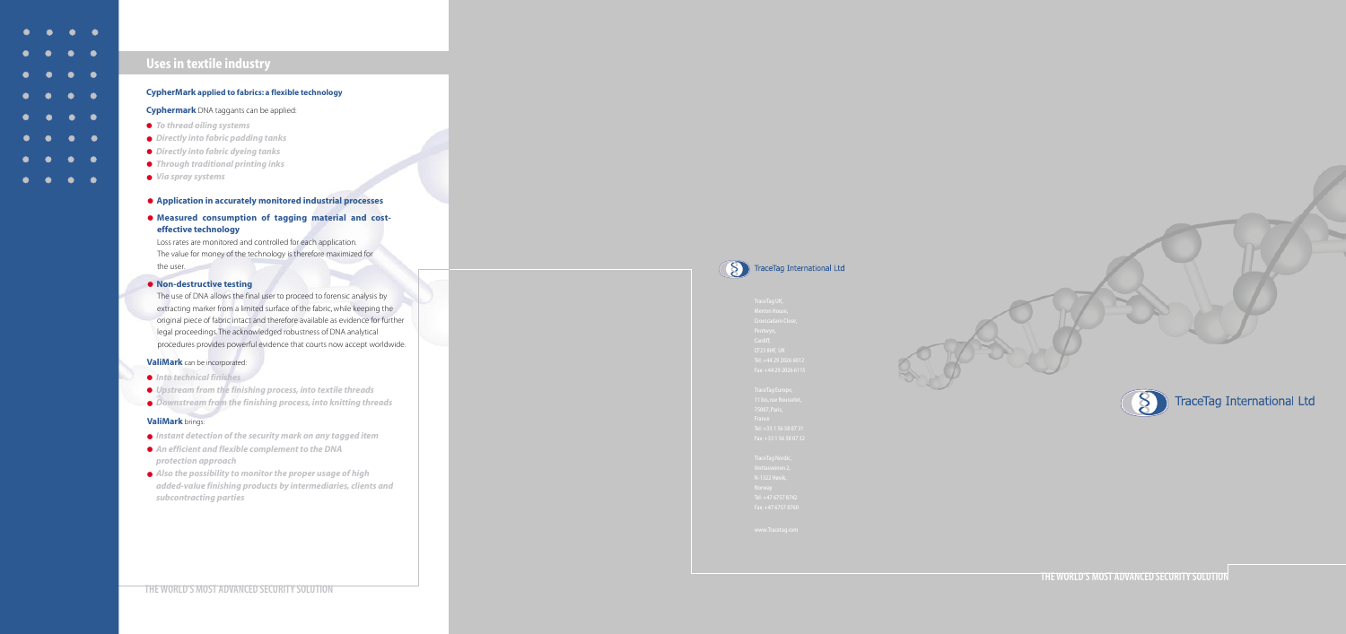## Uses in textile industry

**CypherMark applied to fabrics: a flexible technology**

**Cyphermark** DNA taggants can be applied:

- ***To thread oiling systems***
- ***Directly into fabric padding tanks***
- ***Directly into fabric dyeing tanks***
- ***Through traditional printing inks***
- ***Via spray systems***

- **Application in accurately monitored industrial processes**
- **Measured consumption of tagging material and cost-effective technology**

  Loss rates are monitored and controlled for each application. The value for money of the technology is therefore maximized for the user.

- **Non-destructive testing**

  The use of DNA allows the final user to proceed to forensic analysis by extracting marker from a limited surface of the fabric, while keeping the original piece of fabric intact and therefore available as evidence for further legal proceedings. The acknowledged robustness of DNA analytical procedures provides powerful evidence that courts now accept worldwide.

**ValiMark** can be incorporated:

- ***Into technical finishes***
- ***Upstream from the finishing process, into textile threads***
- ***Downstream from the finishing process, into knitting threads***

**ValiMark** brings:

- ***Instant detection of the security mark on any tagged item***
- ***An efficient and flexible complement to the DNA protection approach***
- ***Also the possibility to monitor the proper usage of high added-value finishing products by intermediaries, clients and subcontracting parties***

THE WORLD'S MOST ADVANCED SECURITY SOLUTION

TraceTag International Ltd

TraceTag UK,
Merton House,
Croescadarn Close,
Pentwyn,
Cardiff,
CF23 8HF, UK
Tel: +44 29 2026 6012
Fax: +44 29 2026 6115

TraceTag Europe,
11 bis, rue Roussele​t,
75007, Paris,
France
Tel: +33 1 56 58 07 31
Fax: +33 1 56 58 07 32

TraceTag Nordic,
Veritasveien 2,
N-1322 Høvik,
Norway
Tel: +47 6757 8742
Fax: +47 6757 8760

www.Tracetag.com

TraceTag International Ltd

THE WORLD'S MOST ADVANCED SECURITY SOLUTION